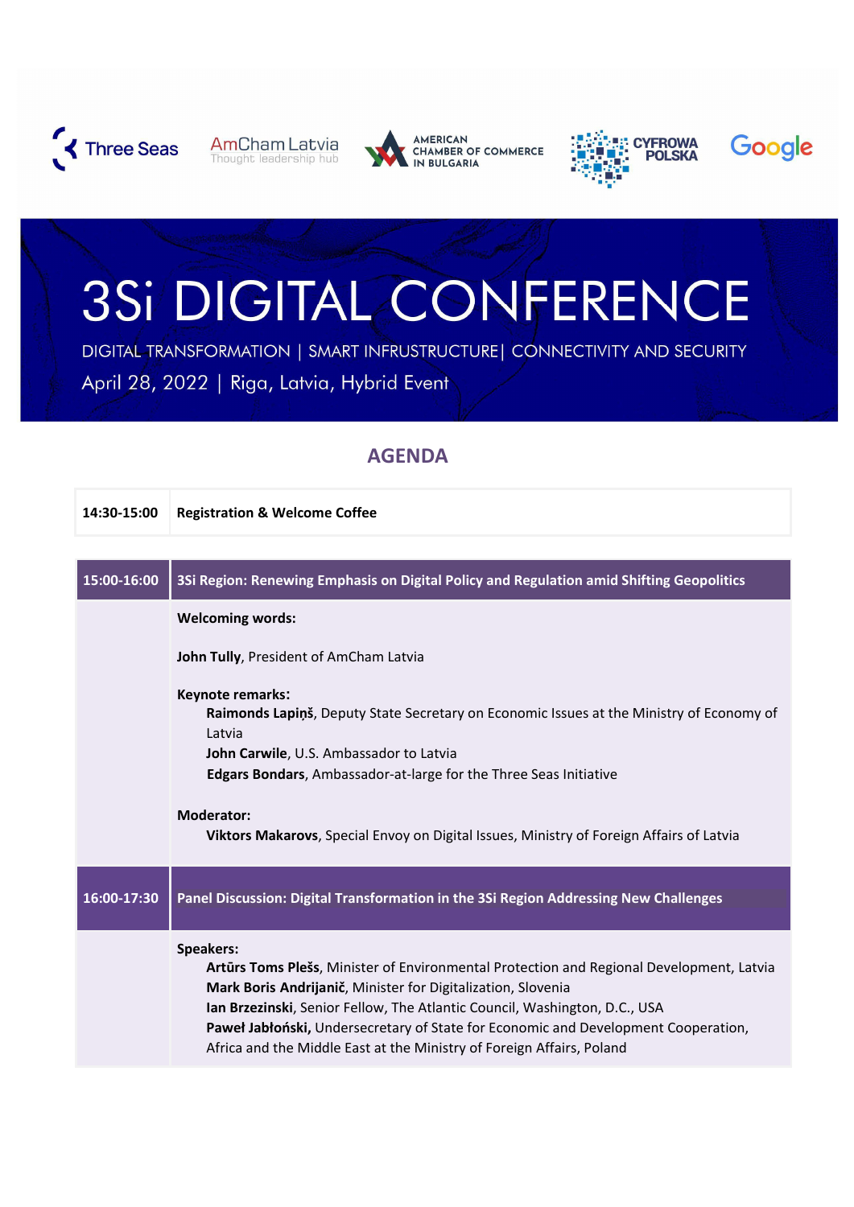Three Seas | AmCham Latvia Thought leadership hub | American Chamber of Commerce in Bulgaria | Cyfrowa Polska | Google

# 3Si DIGITAL CONFERENCE

DIGITAL TRANSFORMATION | SMART INFRUSTRUCTURE| CONNECTIVITY AND SECURITY

April 28, 2022 | Riga, Latvia, Hybrid Event

## AGENDA

| 14:30-15:00 | Registration & Welcome Coffee |
|---|---|

| 15:00-16:00 | 3Si Region: Renewing Emphasis on Digital Policy and Regulation amid Shifting Geopolitics |
|---|---|
| | **Welcoming words:**<br><br>**John Tully**, President of AmCham Latvia<br><br>**Keynote remarks:**<br>**Raimonds Lapiņš**, Deputy State Secretary on Economic Issues at the Ministry of Economy of Latvia<br>**John Carwile**, U.S. Ambassador to Latvia<br>**Edgars Bondars**, Ambassador-at-large for the Three Seas Initiative<br><br>**Moderator:**<br>**Viktors Makarovs**, Special Envoy on Digital Issues, Ministry of Foreign Affairs of Latvia |
| **16:00-17:30** | **Panel Discussion: Digital Transformation in the 3Si Region Addressing New Challenges** |
| | **Speakers:**<br>**Artūrs Toms Plešs**, Minister of Environmental Protection and Regional Development, Latvia<br>**Mark Boris Andrijanič**, Minister for Digitalization, Slovenia<br>**Ian Brzezinski**, Senior Fellow, The Atlantic Council, Washington, D.C., USA<br>**Paweł Jabłoński,** Undersecretary of State for Economic and Development Cooperation, Africa and the Middle East at the Ministry of Foreign Affairs, Poland |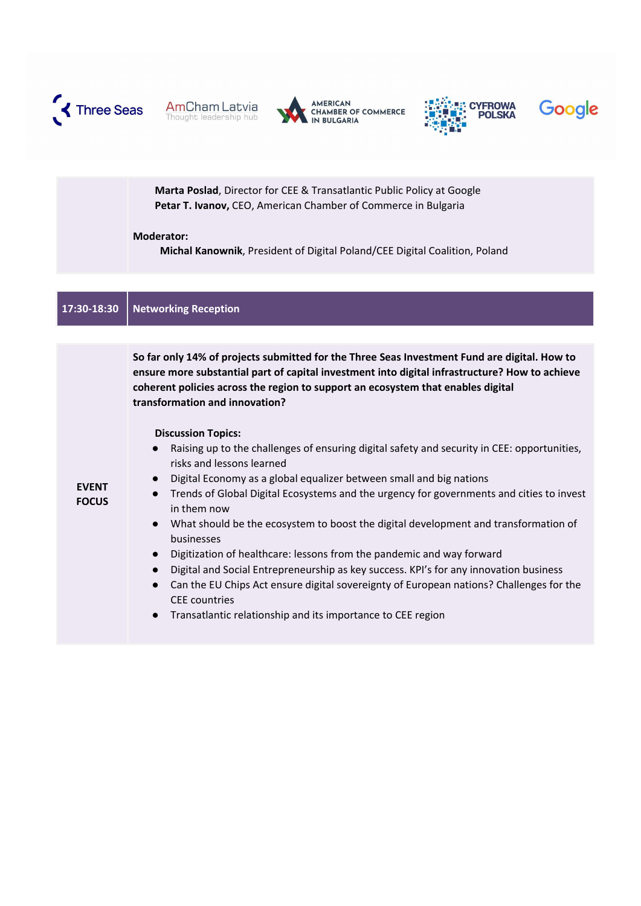Three Seas | AmCham Latvia Thought leadership hub | American Chamber of Commerce in Bulgaria | Cyfrowa Polska | Google

| | |
|---|---|
| | **Marta Poslad**, Director for CEE & Transatlantic Public Policy at Google<br>**Petar T. Ivanov,** CEO, American Chamber of Commerce in Bulgaria<br><br>**Moderator:**<br>**Michal Kanownik**, President of Digital Poland/CEE Digital Coalition, Poland |

| | |
|---|---|
| **17:30-18:30** | **Networking Reception** |

| | |
|---|---|
| **EVENT FOCUS** | **So far only 14% of projects submitted for the Three Seas Investment Fund are digital. How to ensure more substantial part of capital investment into digital infrastructure? How to achieve coherent policies across the region to support an ecosystem that enables digital transformation and innovation?**<br><br>**Discussion Topics:**<br>● Raising up to the challenges of ensuring digital safety and security in CEE: opportunities, risks and lessons learned<br>● Digital Economy as a global equalizer between small and big nations<br>● Trends of Global Digital Ecosystems and the urgency for governments and cities to invest in them now<br>● What should be the ecosystem to boost the digital development and transformation of businesses<br>● Digitization of healthcare: lessons from the pandemic and way forward<br>● Digital and Social Entrepreneurship as key success. KPI's for any innovation business<br>● Can the EU Chips Act ensure digital sovereignty of European nations? Challenges for the CEE countries<br>● Transatlantic relationship and its importance to CEE region |